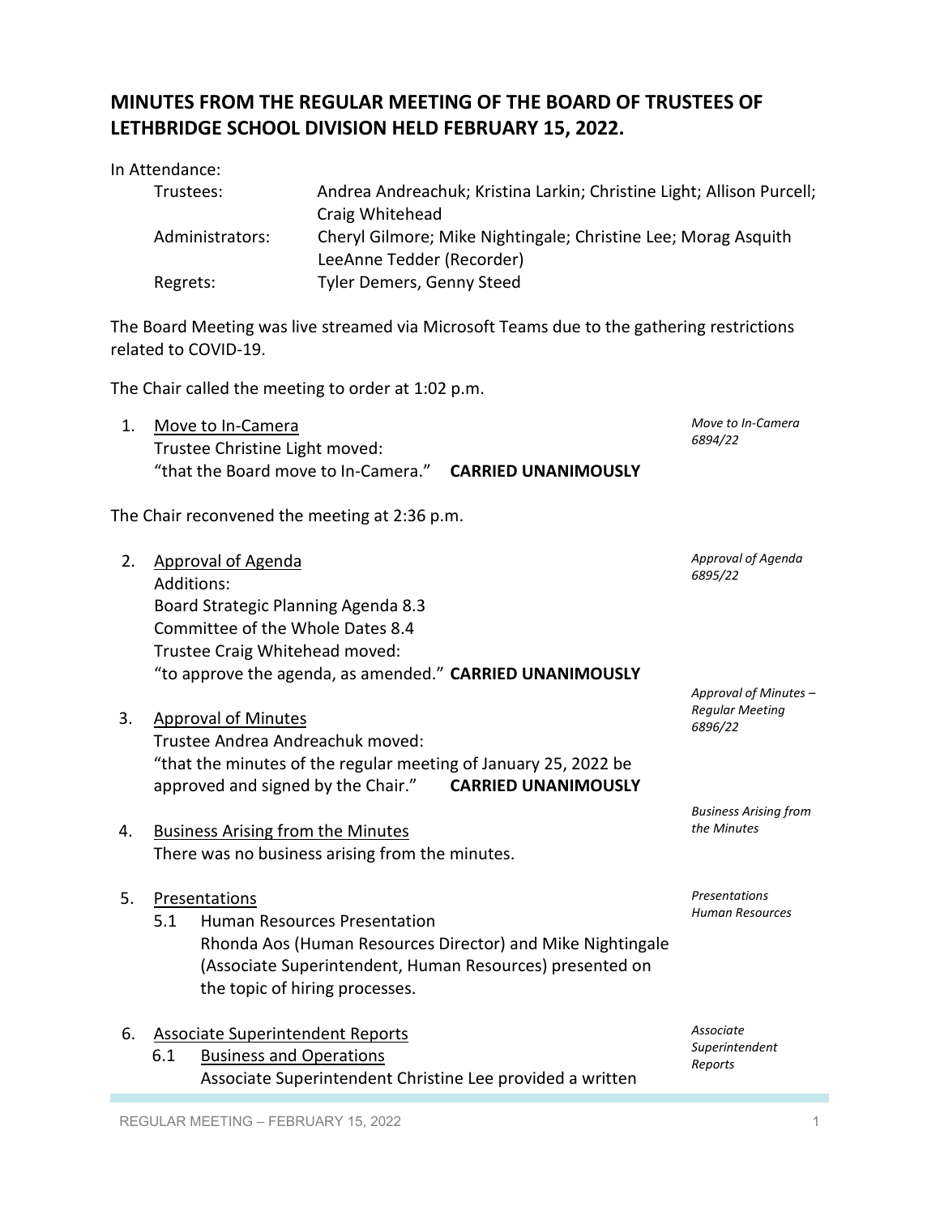# MINUTES FROM THE REGULAR MEETING OF THE BOARD OF TRUSTEES OF LETHBRIDGE SCHOOL DIVISION HELD FEBRUARY 15, 2022.

In Attendance:

| | |
|---|---|
| Trustees: | Andrea Andreachuk; Kristina Larkin; Christine Light; Allison Purcell; Craig Whitehead |
| Administrators: | Cheryl Gilmore; Mike Nightingale; Christine Lee; Morag Asquith LeeAnne Tedder (Recorder) |
| Regrets: | Tyler Demers, Genny Steed |

The Board Meeting was live streamed via Microsoft Teams due to the gathering restrictions related to COVID-19.

The Chair called the meeting to order at 1:02 p.m.

1. Move to In-Camera
   *Move to In-Camera 6894/22*
   Trustee Christine Light moved:
   "that the Board move to In-Camera." **CARRIED UNANIMOUSLY**

The Chair reconvened the meeting at 2:36 p.m.

2. Approval of Agenda
   *Approval of Agenda 6895/22*
   Additions:
   Board Strategic Planning Agenda 8.3
   Committee of the Whole Dates 8.4
   Trustee Craig Whitehead moved:
   "to approve the agenda, as amended." **CARRIED UNANIMOUSLY**

3. Approval of Minutes
   *Approval of Minutes – Regular Meeting 6896/22*
   Trustee Andrea Andreachuk moved:
   "that the minutes of the regular meeting of January 25, 2022 be approved and signed by the Chair." **CARRIED UNANIMOUSLY**

4. Business Arising from the Minutes
   *Business Arising from the Minutes*
   There was no business arising from the minutes.

5. Presentations
   *Presentations Human Resources*
   5.1 Human Resources Presentation
   Rhonda Aos (Human Resources Director) and Mike Nightingale (Associate Superintendent, Human Resources) presented on the topic of hiring processes.

6. Associate Superintendent Reports
   *Associate Superintendent Reports*
   6.1 Business and Operations
   Associate Superintendent Christine Lee provided a written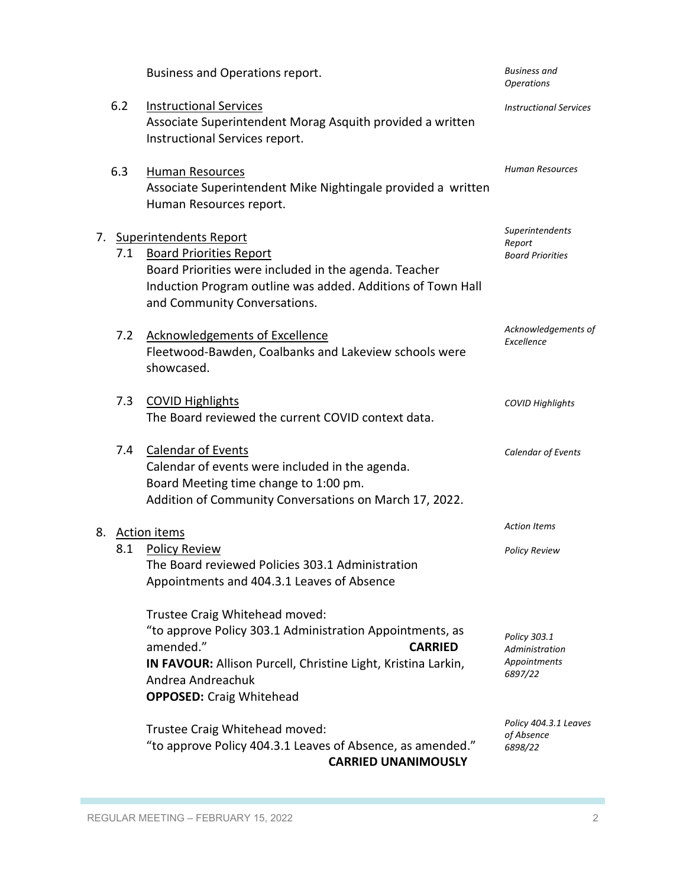Business and Operations report. *Business and Operations*

6.2 Instructional Services
Associate Superintendent Morag Asquith provided a written Instructional Services report. *Instructional Services*

6.3 Human Resources
Associate Superintendent Mike Nightingale provided a written Human Resources report. *Human Resources*

7. Superintendents Report *Superintendents Report*

7.1 Board Priorities Report *Board Priorities*
Board Priorities were included in the agenda. Teacher Induction Program outline was added. Additions of Town Hall and Community Conversations.

7.2 Acknowledgements of Excellence *Acknowledgements of Excellence*
Fleetwood-Bawden, Coalbanks and Lakeview schools were showcased.

7.3 COVID Highlights *COVID Highlights*
The Board reviewed the current COVID context data.

7.4 Calendar of Events *Calendar of Events*
Calendar of events were included in the agenda.
Board Meeting time change to 1:00 pm.
Addition of Community Conversations on March 17, 2022.

8. Action items *Action Items*

8.1 Policy Review *Policy Review*
The Board reviewed Policies 303.1 Administration Appointments and 404.3.1 Leaves of Absence

Trustee Craig Whitehead moved:
"to approve Policy 303.1 Administration Appointments, as amended." **CARRIED**
**IN FAVOUR:** Allison Purcell, Christine Light, Kristina Larkin, Andrea Andreachuk
**OPPOSED:** Craig Whitehead

*Policy 303.1 Administration Appointments 6897/22*

Trustee Craig Whitehead moved:
"to approve Policy 404.3.1 Leaves of Absence, as amended." **CARRIED UNANIMOUSLY**

*Policy 404.3.1 Leaves of Absence 6898/22*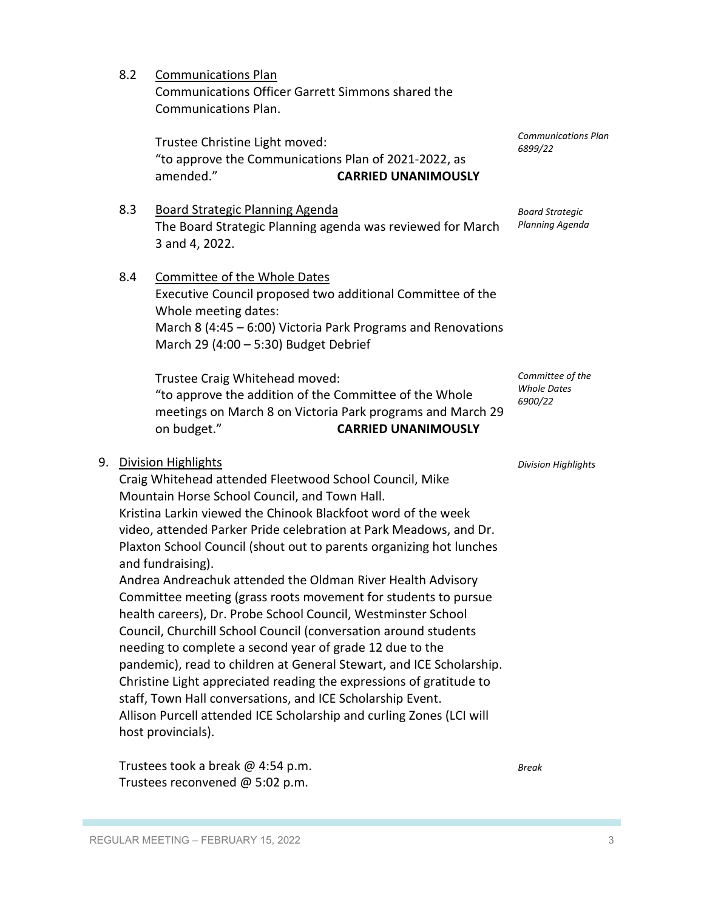8.2 Communications Plan

Communications Officer Garrett Simmons shared the Communications Plan.

*Communications Plan 6899/22*

Trustee Christine Light moved:
"to approve the Communications Plan of 2021-2022, as amended." **CARRIED UNANIMOUSLY**

8.3 Board Strategic Planning Agenda

*Board Strategic Planning Agenda*

The Board Strategic Planning agenda was reviewed for March 3 and 4, 2022.

8.4 Committee of the Whole Dates

Executive Council proposed two additional Committee of the Whole meeting dates:
March 8 (4:45 – 6:00) Victoria Park Programs and Renovations
March 29 (4:00 – 5:30) Budget Debrief

*Committee of the Whole Dates 6900/22*

Trustee Craig Whitehead moved:
"to approve the addition of the Committee of the Whole meetings on March 8 on Victoria Park programs and March 29 on budget." **CARRIED UNANIMOUSLY**

9. Division Highlights

*Division Highlights*

Craig Whitehead attended Fleetwood School Council, Mike Mountain Horse School Council, and Town Hall.
Kristina Larkin viewed the Chinook Blackfoot word of the week video, attended Parker Pride celebration at Park Meadows, and Dr. Plaxton School Council (shout out to parents organizing hot lunches and fundraising).
Andrea Andreachuk attended the Oldman River Health Advisory Committee meeting (grass roots movement for students to pursue health careers), Dr. Probe School Council, Westminster School Council, Churchill School Council (conversation around students needing to complete a second year of grade 12 due to the pandemic), read to children at General Stewart, and ICE Scholarship.
Christine Light appreciated reading the expressions of gratitude to staff, Town Hall conversations, and ICE Scholarship Event.
Allison Purcell attended ICE Scholarship and curling Zones (LCI will host provincials).

*Break*

Trustees took a break @ 4:54 p.m.
Trustees reconvened @ 5:02 p.m.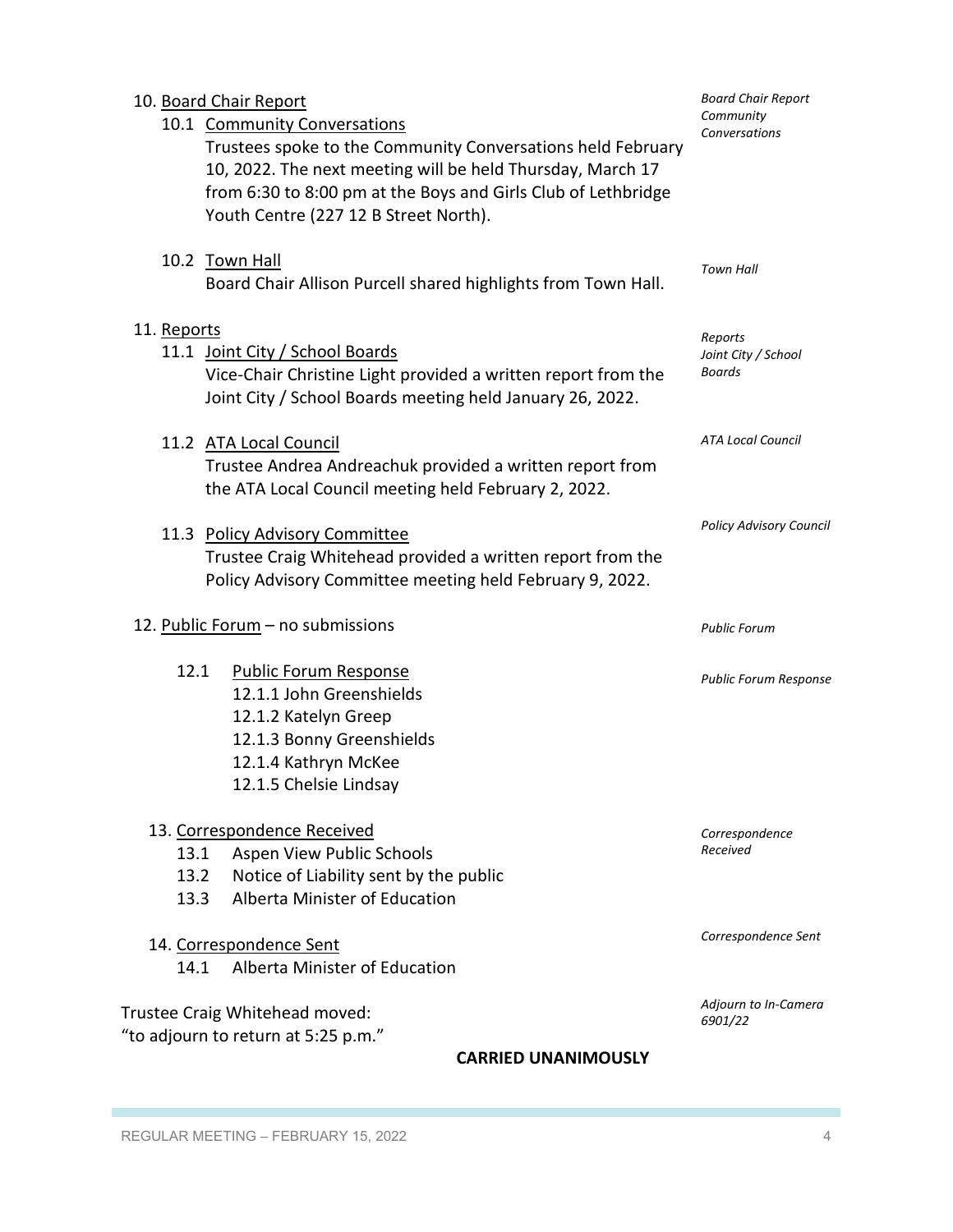10. <u>Board Chair Report</u>

*Board Chair Report Community Conversations*

10.1 <u>Community Conversations</u>

Trustees spoke to the Community Conversations held February 10, 2022. The next meeting will be held Thursday, March 17 from 6:30 to 8:00 pm at the Boys and Girls Club of Lethbridge Youth Centre (227 12 B Street North).

*Town Hall*

10.2 <u>Town Hall</u>

Board Chair Allison Purcell shared highlights from Town Hall.

11. <u>Reports</u>

*Reports Joint City / School Boards*

11.1 <u>Joint City / School Boards</u>

Vice-Chair Christine Light provided a written report from the Joint City / School Boards meeting held January 26, 2022.

*ATA Local Council*

11.2 <u>ATA Local Council</u>

Trustee Andrea Andreachuk provided a written report from the ATA Local Council meeting held February 2, 2022.

*Policy Advisory Council*

11.3 <u>Policy Advisory Committee</u>

Trustee Craig Whitehead provided a written report from the Policy Advisory Committee meeting held February 9, 2022.

*Public Forum*

12. <u>Public Forum</u> – no submissions

*Public Forum Response*

12.1 <u>Public Forum Response</u>

12.1.1 John Greenshields
12.1.2 Katelyn Greep
12.1.3 Bonny Greenshields
12.1.4 Kathryn McKee
12.1.5 Chelsie Lindsay

*Correspondence Received*

13. <u>Correspondence Received</u>

13.1 Aspen View Public Schools
13.2 Notice of Liability sent by the public
13.3 Alberta Minister of Education

*Correspondence Sent*

14. <u>Correspondence Sent</u>

14.1 Alberta Minister of Education

*Adjourn to In-Camera 6901/22*

Trustee Craig Whitehead moved:
"to adjourn to return at 5:25 p.m."

**CARRIED UNANIMOUSLY**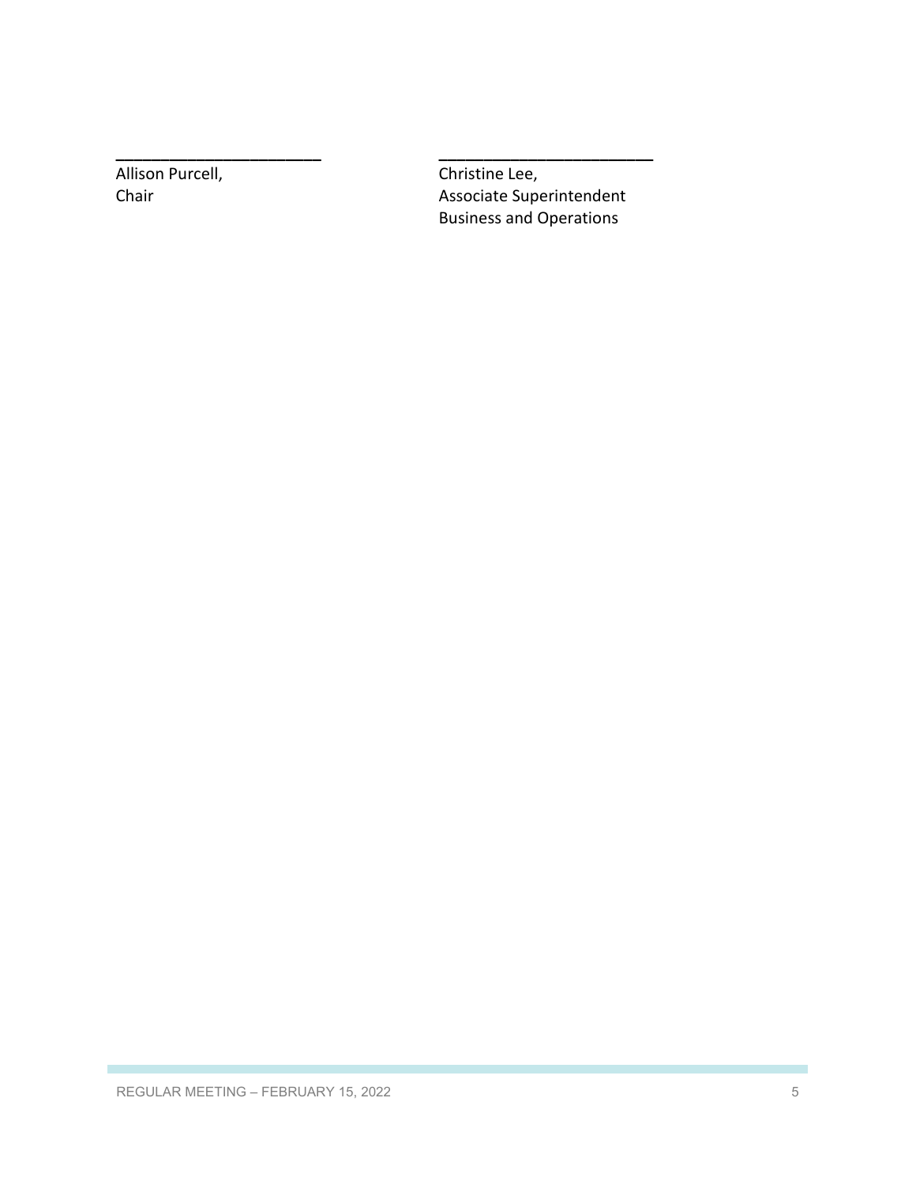_______________________
Allison Purcell,
Chair

_______________________
Christine Lee,
Associate Superintendent
Business and Operations